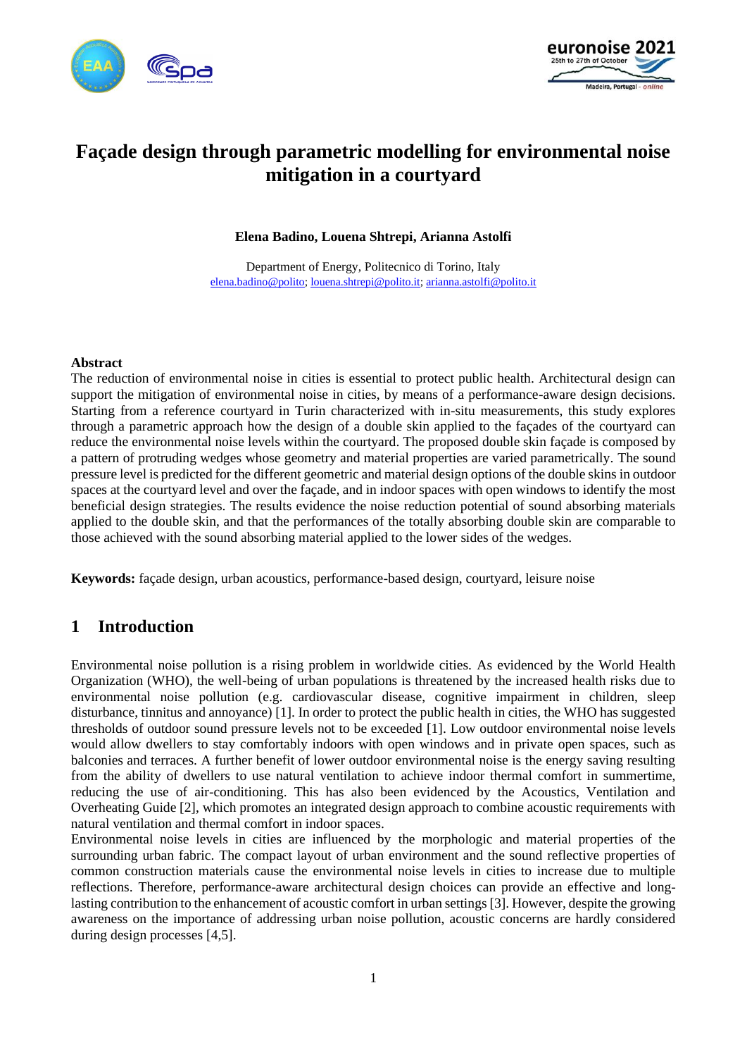# Façade design through parametric modelling for environmental noise mitigation in a courtyard

**Elena Badino, Louena Shtrepi, Arianna Astolfi**

Department of Energy, Politecnico di Torino, Italy
elena.badino@polito; louena.shtrepi@polito.it; arianna.astolfi@polito.it

### Abstract

The reduction of environmental noise in cities is essential to protect public health. Architectural design can support the mitigation of environmental noise in cities, by means of a performance-aware design decisions. Starting from a reference courtyard in Turin characterized with in-situ measurements, this study explores through a parametric approach how the design of a double skin applied to the façades of the courtyard can reduce the environmental noise levels within the courtyard. The proposed double skin façade is composed by a pattern of protruding wedges whose geometry and material properties are varied parametrically. The sound pressure level is predicted for the different geometric and material design options of the double skins in outdoor spaces at the courtyard level and over the façade, and in indoor spaces with open windows to identify the most beneficial design strategies. The results evidence the noise reduction potential of sound absorbing materials applied to the double skin, and that the performances of the totally absorbing double skin are comparable to those achieved with the sound absorbing material applied to the lower sides of the wedges.

**Keywords:** façade design, urban acoustics, performance-based design, courtyard, leisure noise

## 1 Introduction

Environmental noise pollution is a rising problem in worldwide cities. As evidenced by the World Health Organization (WHO), the well-being of urban populations is threatened by the increased health risks due to environmental noise pollution (e.g. cardiovascular disease, cognitive impairment in children, sleep disturbance, tinnitus and annoyance) [1]. In order to protect the public health in cities, the WHO has suggested thresholds of outdoor sound pressure levels not to be exceeded [1]. Low outdoor environmental noise levels would allow dwellers to stay comfortably indoors with open windows and in private open spaces, such as balconies and terraces. A further benefit of lower outdoor environmental noise is the energy saving resulting from the ability of dwellers to use natural ventilation to achieve indoor thermal comfort in summertime, reducing the use of air-conditioning. This has also been evidenced by the Acoustics, Ventilation and Overheating Guide [2], which promotes an integrated design approach to combine acoustic requirements with natural ventilation and thermal comfort in indoor spaces.

Environmental noise levels in cities are influenced by the morphologic and material properties of the surrounding urban fabric. The compact layout of urban environment and the sound reflective properties of common construction materials cause the environmental noise levels in cities to increase due to multiple reflections. Therefore, performance-aware architectural design choices can provide an effective and long-lasting contribution to the enhancement of acoustic comfort in urban settings [3]. However, despite the growing awareness on the importance of addressing urban noise pollution, acoustic concerns are hardly considered during design processes [4,5].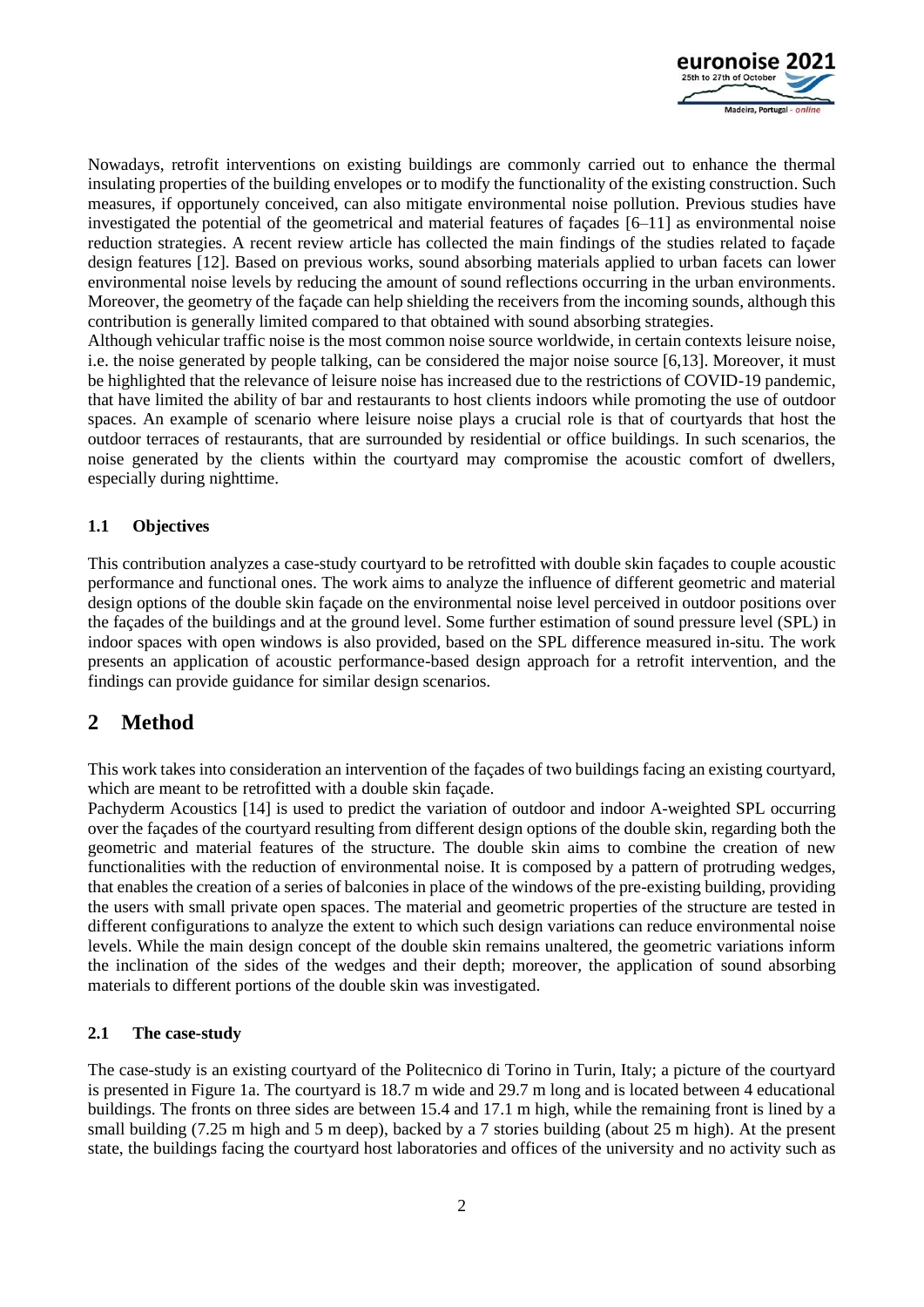Nowadays, retrofit interventions on existing buildings are commonly carried out to enhance the thermal insulating properties of the building envelopes or to modify the functionality of the existing construction. Such measures, if opportunely conceived, can also mitigate environmental noise pollution. Previous studies have investigated the potential of the geometrical and material features of façades [6–11] as environmental noise reduction strategies. A recent review article has collected the main findings of the studies related to façade design features [12]. Based on previous works, sound absorbing materials applied to urban facets can lower environmental noise levels by reducing the amount of sound reflections occurring in the urban environments. Moreover, the geometry of the façade can help shielding the receivers from the incoming sounds, although this contribution is generally limited compared to that obtained with sound absorbing strategies.

Although vehicular traffic noise is the most common noise source worldwide, in certain contexts leisure noise, i.e. the noise generated by people talking, can be considered the major noise source [6,13]. Moreover, it must be highlighted that the relevance of leisure noise has increased due to the restrictions of COVID-19 pandemic, that have limited the ability of bar and restaurants to host clients indoors while promoting the use of outdoor spaces. An example of scenario where leisure noise plays a crucial role is that of courtyards that host the outdoor terraces of restaurants, that are surrounded by residential or office buildings. In such scenarios, the noise generated by the clients within the courtyard may compromise the acoustic comfort of dwellers, especially during nighttime.

### 1.1 Objectives

This contribution analyzes a case-study courtyard to be retrofitted with double skin façades to couple acoustic performance and functional ones. The work aims to analyze the influence of different geometric and material design options of the double skin façade on the environmental noise level perceived in outdoor positions over the façades of the buildings and at the ground level. Some further estimation of sound pressure level (SPL) in indoor spaces with open windows is also provided, based on the SPL difference measured in-situ. The work presents an application of acoustic performance-based design approach for a retrofit intervention, and the findings can provide guidance for similar design scenarios.

## 2 Method

This work takes into consideration an intervention of the façades of two buildings facing an existing courtyard, which are meant to be retrofitted with a double skin façade.

Pachyderm Acoustics [14] is used to predict the variation of outdoor and indoor A-weighted SPL occurring over the façades of the courtyard resulting from different design options of the double skin, regarding both the geometric and material features of the structure. The double skin aims to combine the creation of new functionalities with the reduction of environmental noise. It is composed by a pattern of protruding wedges, that enables the creation of a series of balconies in place of the windows of the pre-existing building, providing the users with small private open spaces. The material and geometric properties of the structure are tested in different configurations to analyze the extent to which such design variations can reduce environmental noise levels. While the main design concept of the double skin remains unaltered, the geometric variations inform the inclination of the sides of the wedges and their depth; moreover, the application of sound absorbing materials to different portions of the double skin was investigated.

### 2.1 The case-study

The case-study is an existing courtyard of the Politecnico di Torino in Turin, Italy; a picture of the courtyard is presented in Figure 1a. The courtyard is 18.7 m wide and 29.7 m long and is located between 4 educational buildings. The fronts on three sides are between 15.4 and 17.1 m high, while the remaining front is lined by a small building (7.25 m high and 5 m deep), backed by a 7 stories building (about 25 m high). At the present state, the buildings facing the courtyard host laboratories and offices of the university and no activity such as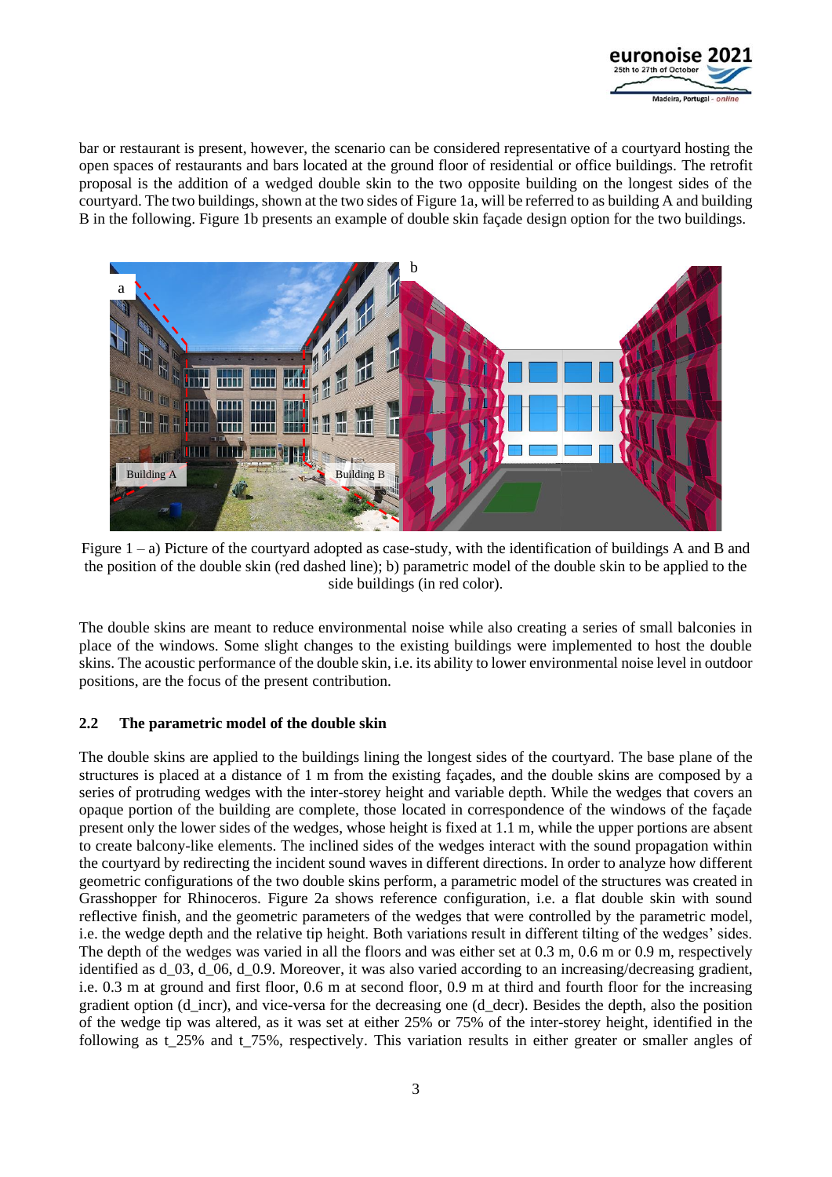bar or restaurant is present, however, the scenario can be considered representative of a courtyard hosting the open spaces of restaurants and bars located at the ground floor of residential or office buildings. The retrofit proposal is the addition of a wedged double skin to the two opposite building on the longest sides of the courtyard. The two buildings, shown at the two sides of Figure 1a, will be referred to as building A and building B in the following. Figure 1b presents an example of double skin façade design option for the two buildings.

Figure 1 – a) Picture of the courtyard adopted as case-study, with the identification of buildings A and B and the position of the double skin (red dashed line); b) parametric model of the double skin to be applied to the side buildings (in red color).

The double skins are meant to reduce environmental noise while also creating a series of small balconies in place of the windows. Some slight changes to the existing buildings were implemented to host the double skins. The acoustic performance of the double skin, i.e. its ability to lower environmental noise level in outdoor positions, are the focus of the present contribution.

### 2.2 The parametric model of the double skin

The double skins are applied to the buildings lining the longest sides of the courtyard. The base plane of the structures is placed at a distance of 1 m from the existing façades, and the double skins are composed by a series of protruding wedges with the inter-storey height and variable depth. While the wedges that covers an opaque portion of the building are complete, those located in correspondence of the windows of the façade present only the lower sides of the wedges, whose height is fixed at 1.1 m, while the upper portions are absent to create balcony-like elements. The inclined sides of the wedges interact with the sound propagation within the courtyard by redirecting the incident sound waves in different directions. In order to analyze how different geometric configurations of the two double skins perform, a parametric model of the structures was created in Grasshopper for Rhinoceros. Figure 2a shows reference configuration, i.e. a flat double skin with sound reflective finish, and the geometric parameters of the wedges that were controlled by the parametric model, i.e. the wedge depth and the relative tip height. Both variations result in different tilting of the wedges' sides. The depth of the wedges was varied in all the floors and was either set at 0.3 m, 0.6 m or 0.9 m, respectively identified as d_03, d_06, d_0.9. Moreover, it was also varied according to an increasing/decreasing gradient, i.e. 0.3 m at ground and first floor, 0.6 m at second floor, 0.9 m at third and fourth floor for the increasing gradient option (d_incr), and vice-versa for the decreasing one (d_decr). Besides the depth, also the position of the wedge tip was altered, as it was set at either 25% or 75% of the inter-storey height, identified in the following as t_25% and t_75%, respectively. This variation results in either greater or smaller angles of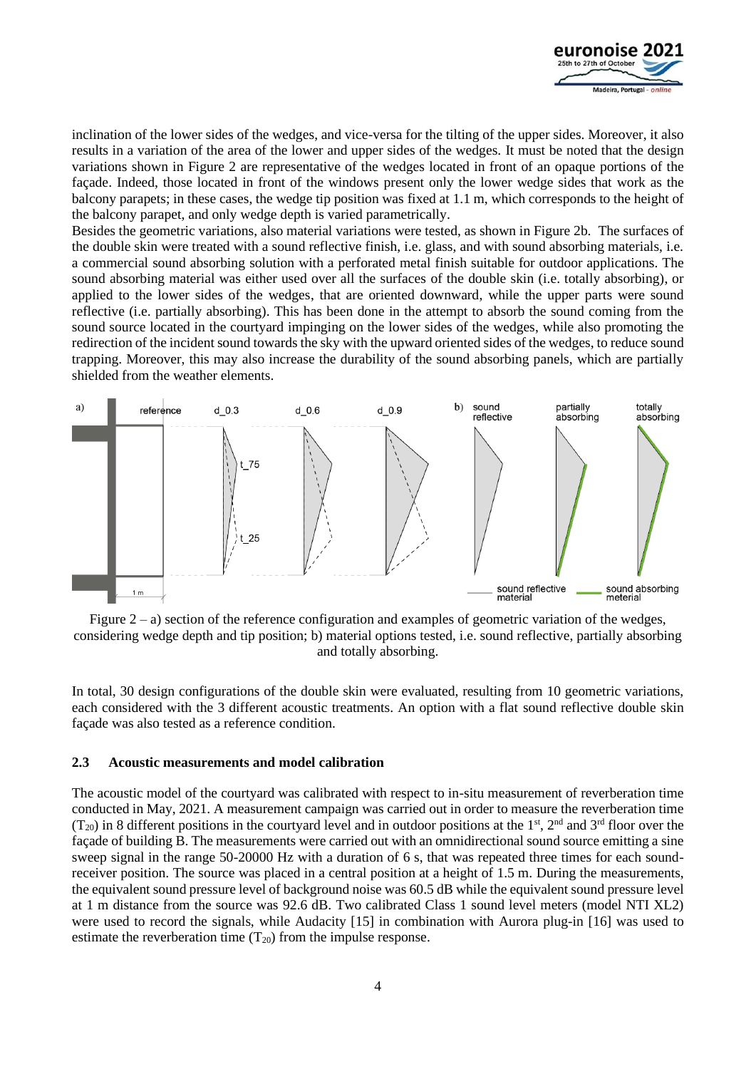inclination of the lower sides of the wedges, and vice-versa for the tilting of the upper sides. Moreover, it also results in a variation of the area of the lower and upper sides of the wedges. It must be noted that the design variations shown in Figure 2 are representative of the wedges located in front of an opaque portions of the façade. Indeed, those located in front of the windows present only the lower wedge sides that work as the balcony parapets; in these cases, the wedge tip position was fixed at 1.1 m, which corresponds to the height of the balcony parapet, and only wedge depth is varied parametrically.

Besides the geometric variations, also material variations were tested, as shown in Figure 2b. The surfaces of the double skin were treated with a sound reflective finish, i.e. glass, and with sound absorbing materials, i.e. a commercial sound absorbing solution with a perforated metal finish suitable for outdoor applications. The sound absorbing material was either used over all the surfaces of the double skin (i.e. totally absorbing), or applied to the lower sides of the wedges, that are oriented downward, while the upper parts were sound reflective (i.e. partially absorbing). This has been done in the attempt to absorb the sound coming from the sound source located in the courtyard impinging on the lower sides of the wedges, while also promoting the redirection of the incident sound towards the sky with the upward oriented sides of the wedges, to reduce sound trapping. Moreover, this may also increase the durability of the sound absorbing panels, which are partially shielded from the weather elements.

Figure 2 – a) section of the reference configuration and examples of geometric variation of the wedges, considering wedge depth and tip position; b) material options tested, i.e. sound reflective, partially absorbing and totally absorbing.

In total, 30 design configurations of the double skin were evaluated, resulting from 10 geometric variations, each considered with the 3 different acoustic treatments. An option with a flat sound reflective double skin façade was also tested as a reference condition.

### 2.3 Acoustic measurements and model calibration

The acoustic model of the courtyard was calibrated with respect to in-situ measurement of reverberation time conducted in May, 2021. A measurement campaign was carried out in order to measure the reverberation time ($T_{20}$) in 8 different positions in the courtyard level and in outdoor positions at the 1st, 2nd and 3rd floor over the façade of building B. The measurements were carried out with an omnidirectional sound source emitting a sine sweep signal in the range 50-20000 Hz with a duration of 6 s, that was repeated three times for each sound-receiver position. The source was placed in a central position at a height of 1.5 m. During the measurements, the equivalent sound pressure level of background noise was 60.5 dB while the equivalent sound pressure level at 1 m distance from the source was 92.6 dB. Two calibrated Class 1 sound level meters (model NTI XL2) were used to record the signals, while Audacity [15] in combination with Aurora plug-in [16] was used to estimate the reverberation time ($T_{20}$) from the impulse response.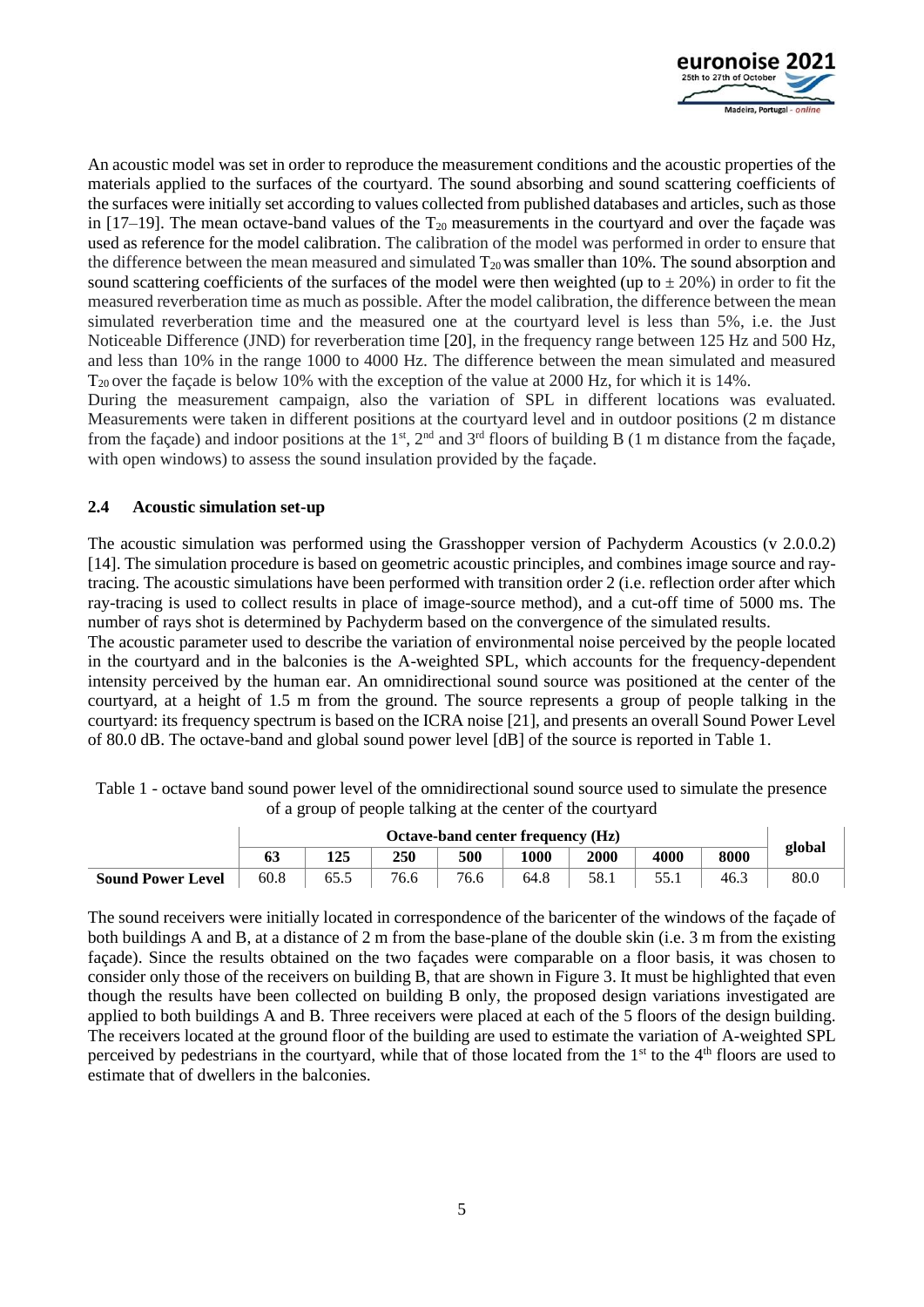An acoustic model was set in order to reproduce the measurement conditions and the acoustic properties of the materials applied to the surfaces of the courtyard. The sound absorbing and sound scattering coefficients of the surfaces were initially set according to values collected from published databases and articles, such as those in [17–19]. The mean octave-band values of the $T_{20}$ measurements in the courtyard and over the façade was used as reference for the model calibration. The calibration of the model was performed in order to ensure that the difference between the mean measured and simulated $T_{20}$ was smaller than 10%. The sound absorption and sound scattering coefficients of the surfaces of the model were then weighted (up to ± 20%) in order to fit the measured reverberation time as much as possible. After the model calibration, the difference between the mean simulated reverberation time and the measured one at the courtyard level is less than 5%, i.e. the Just Noticeable Difference (JND) for reverberation time [20], in the frequency range between 125 Hz and 500 Hz, and less than 10% in the range 1000 to 4000 Hz. The difference between the mean simulated and measured $T_{20}$ over the façade is below 10% with the exception of the value at 2000 Hz, for which it is 14%.

During the measurement campaign, also the variation of SPL in different locations was evaluated. Measurements were taken in different positions at the courtyard level and in outdoor positions (2 m distance from the façade) and indoor positions at the 1st, 2nd and 3rd floors of building B (1 m distance from the façade, with open windows) to assess the sound insulation provided by the façade.

### 2.4 Acoustic simulation set-up

The acoustic simulation was performed using the Grasshopper version of Pachyderm Acoustics (v 2.0.0.2) [14]. The simulation procedure is based on geometric acoustic principles, and combines image source and ray-tracing. The acoustic simulations have been performed with transition order 2 (i.e. reflection order after which ray-tracing is used to collect results in place of image-source method), and a cut-off time of 5000 ms. The number of rays shot is determined by Pachyderm based on the convergence of the simulated results.

The acoustic parameter used to describe the variation of environmental noise perceived by the people located in the courtyard and in the balconies is the A-weighted SPL, which accounts for the frequency-dependent intensity perceived by the human ear. An omnidirectional sound source was positioned at the center of the courtyard, at a height of 1.5 m from the ground. The source represents a group of people talking in the courtyard: its frequency spectrum is based on the ICRA noise [21], and presents an overall Sound Power Level of 80.0 dB. The octave-band and global sound power level [dB] of the source is reported in Table 1.

Table 1 - octave band sound power level of the omnidirectional sound source used to simulate the presence of a group of people talking at the center of the courtyard

| | Octave-band center frequency (Hz) | | | | | | | | global |
|---|---|---|---|---|---|---|---|---|---|
| | 63 | 125 | 250 | 500 | 1000 | 2000 | 4000 | 8000 | |
| **Sound Power Level** | 60.8 | 65.5 | 76.6 | 76.6 | 64.8 | 58.1 | 55.1 | 46.3 | 80.0 |

The sound receivers were initially located in correspondence of the baricenter of the windows of the façade of both buildings A and B, at a distance of 2 m from the base-plane of the double skin (i.e. 3 m from the existing façade). Since the results obtained on the two façades were comparable on a floor basis, it was chosen to consider only those of the receivers on building B, that are shown in Figure 3. It must be highlighted that even though the results have been collected on building B only, the proposed design variations investigated are applied to both buildings A and B. Three receivers were placed at each of the 5 floors of the design building. The receivers located at the ground floor of the building are used to estimate the variation of A-weighted SPL perceived by pedestrians in the courtyard, while that of those located from the 1st to the 4th floors are used to estimate that of dwellers in the balconies.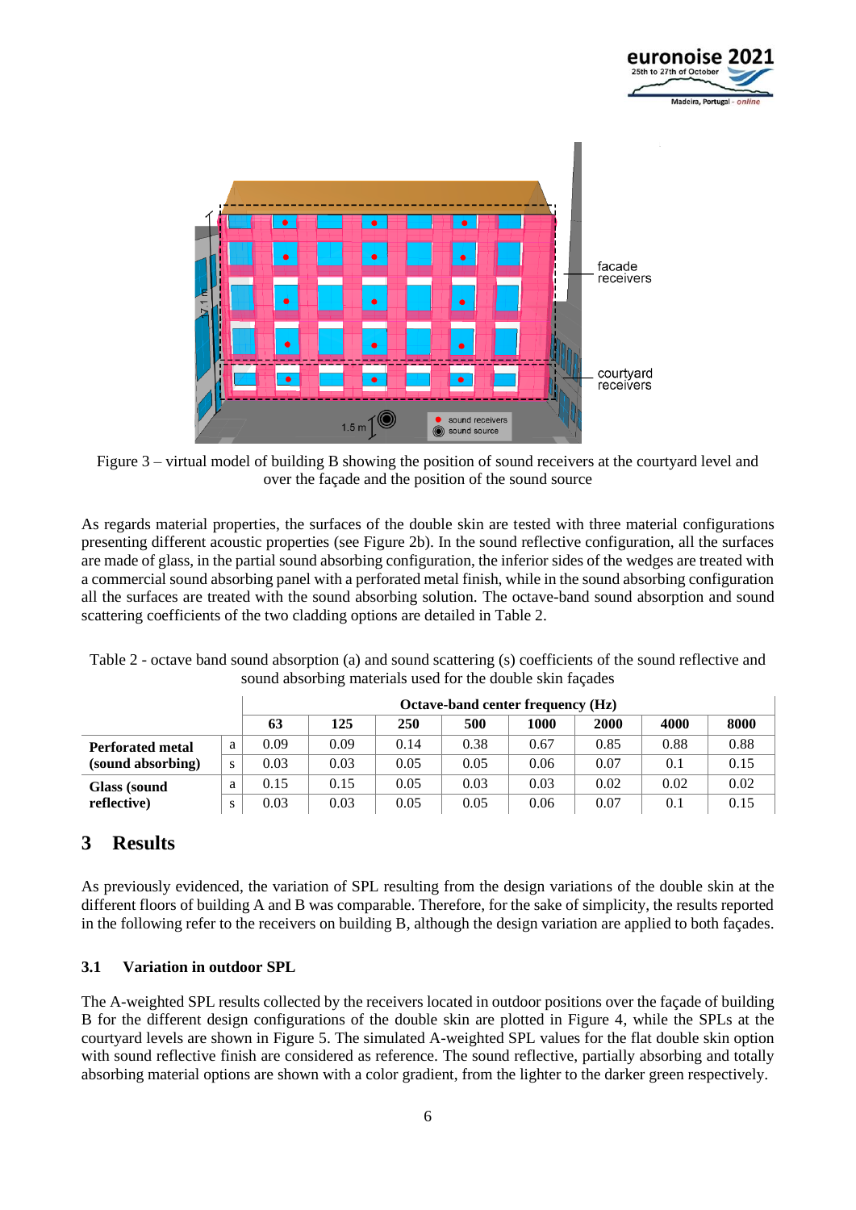Figure 3 – virtual model of building B showing the position of sound receivers at the courtyard level and over the façade and the position of the sound source

As regards material properties, the surfaces of the double skin are tested with three material configurations presenting different acoustic properties (see Figure 2b). In the sound reflective configuration, all the surfaces are made of glass, in the partial sound absorbing configuration, the inferior sides of the wedges are treated with a commercial sound absorbing panel with a perforated metal finish, while in the sound absorbing configuration all the surfaces are treated with the sound absorbing solution. The octave-band sound absorption and sound scattering coefficients of the two cladding options are detailed in Table 2.

Table 2 - octave band sound absorption (a) and sound scattering (s) coefficients of the sound reflective and sound absorbing materials used for the double skin façades

| | | Octave-band center frequency (Hz) | | | | | | | |
|---|---|---|---|---|---|---|---|---|---|
| | | **63** | **125** | **250** | **500** | **1000** | **2000** | **4000** | **8000** |
| **Perforated metal (sound absorbing)** | a | 0.09 | 0.09 | 0.14 | 0.38 | 0.67 | 0.85 | 0.88 | 0.88 |
| | s | 0.03 | 0.03 | 0.05 | 0.05 | 0.06 | 0.07 | 0.1 | 0.15 |
| **Glass (sound reflective)** | a | 0.15 | 0.15 | 0.05 | 0.03 | 0.03 | 0.02 | 0.02 | 0.02 |
| | s | 0.03 | 0.03 | 0.05 | 0.05 | 0.06 | 0.07 | 0.1 | 0.15 |

# 3 Results

As previously evidenced, the variation of SPL resulting from the design variations of the double skin at the different floors of building A and B was comparable. Therefore, for the sake of simplicity, the results reported in the following refer to the receivers on building B, although the design variation are applied to both façades.

## 3.1 Variation in outdoor SPL

The A-weighted SPL results collected by the receivers located in outdoor positions over the façade of building B for the different design configurations of the double skin are plotted in Figure 4, while the SPLs at the courtyard levels are shown in Figure 5. The simulated A-weighted SPL values for the flat double skin option with sound reflective finish are considered as reference. The sound reflective, partially absorbing and totally absorbing material options are shown with a color gradient, from the lighter to the darker green respectively.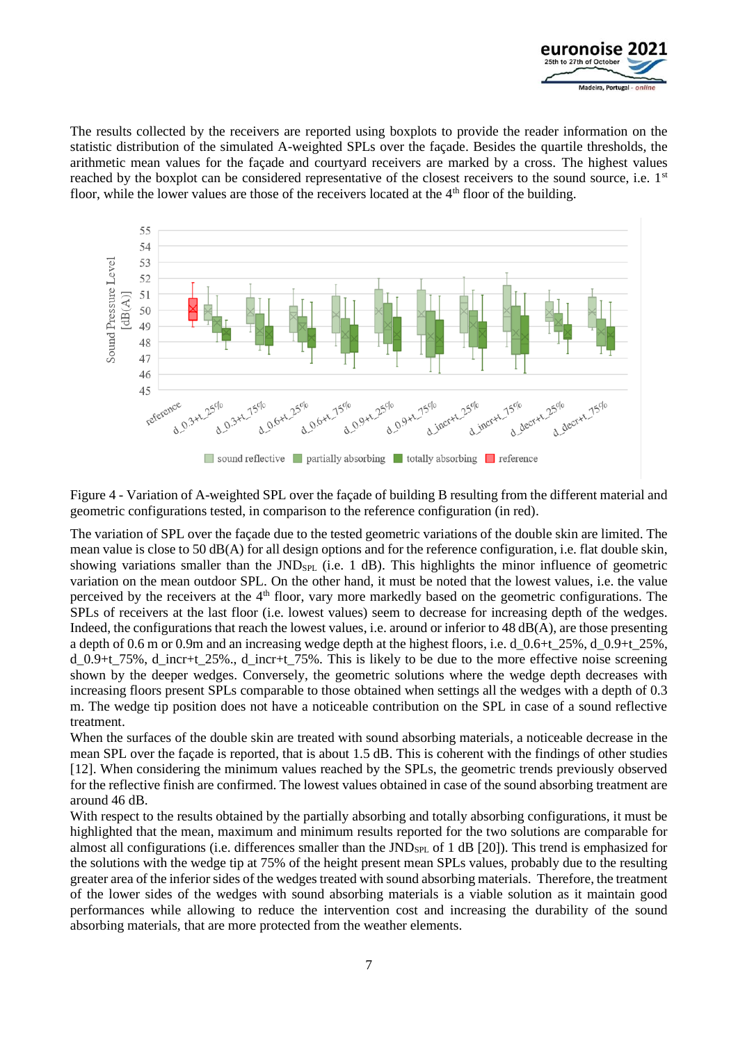The results collected by the receivers are reported using boxplots to provide the reader information on the statistic distribution of the simulated A-weighted SPLs over the façade. Besides the quartile thresholds, the arithmetic mean values for the façade and courtyard receivers are marked by a cross. The highest values reached by the boxplot can be considered representative of the closest receivers to the sound source, i.e. 1st floor, while the lower values are those of the receivers located at the 4th floor of the building.

Figure 4 - Variation of A-weighted SPL over the façade of building B resulting from the different material and geometric configurations tested, in comparison to the reference configuration (in red).

The variation of SPL over the façade due to the tested geometric variations of the double skin are limited. The mean value is close to 50 dB(A) for all design options and for the reference configuration, i.e. flat double skin, showing variations smaller than the $JND_{SPL}$ (i.e. 1 dB). This highlights the minor influence of geometric variation on the mean outdoor SPL. On the other hand, it must be noted that the lowest values, i.e. the value perceived by the receivers at the 4th floor, vary more markedly based on the geometric configurations. The SPLs of receivers at the last floor (i.e. lowest values) seem to decrease for increasing depth of the wedges. Indeed, the configurations that reach the lowest values, i.e. around or inferior to 48 dB(A), are those presenting a depth of 0.6 m or 0.9m and an increasing wedge depth at the highest floors, i.e. d_0.6+t_25%, d_0.9+t_25%, d_0.9+t_75%, d_incr+t_25%., d_incr+t_75%. This is likely to be due to the more effective noise screening shown by the deeper wedges. Conversely, the geometric solutions where the wedge depth decreases with increasing floors present SPLs comparable to those obtained when settings all the wedges with a depth of 0.3 m. The wedge tip position does not have a noticeable contribution on the SPL in case of a sound reflective treatment.

When the surfaces of the double skin are treated with sound absorbing materials, a noticeable decrease in the mean SPL over the façade is reported, that is about 1.5 dB. This is coherent with the findings of other studies [12]. When considering the minimum values reached by the SPLs, the geometric trends previously observed for the reflective finish are confirmed. The lowest values obtained in case of the sound absorbing treatment are around 46 dB.

With respect to the results obtained by the partially absorbing and totally absorbing configurations, it must be highlighted that the mean, maximum and minimum results reported for the two solutions are comparable for almost all configurations (i.e. differences smaller than the $JND_{SPL}$ of 1 dB [20]). This trend is emphasized for the solutions with the wedge tip at 75% of the height present mean SPLs values, probably due to the resulting greater area of the inferior sides of the wedges treated with sound absorbing materials. Therefore, the treatment of the lower sides of the wedges with sound absorbing materials is a viable solution as it maintain good performances while allowing to reduce the intervention cost and increasing the durability of the sound absorbing materials, that are more protected from the weather elements.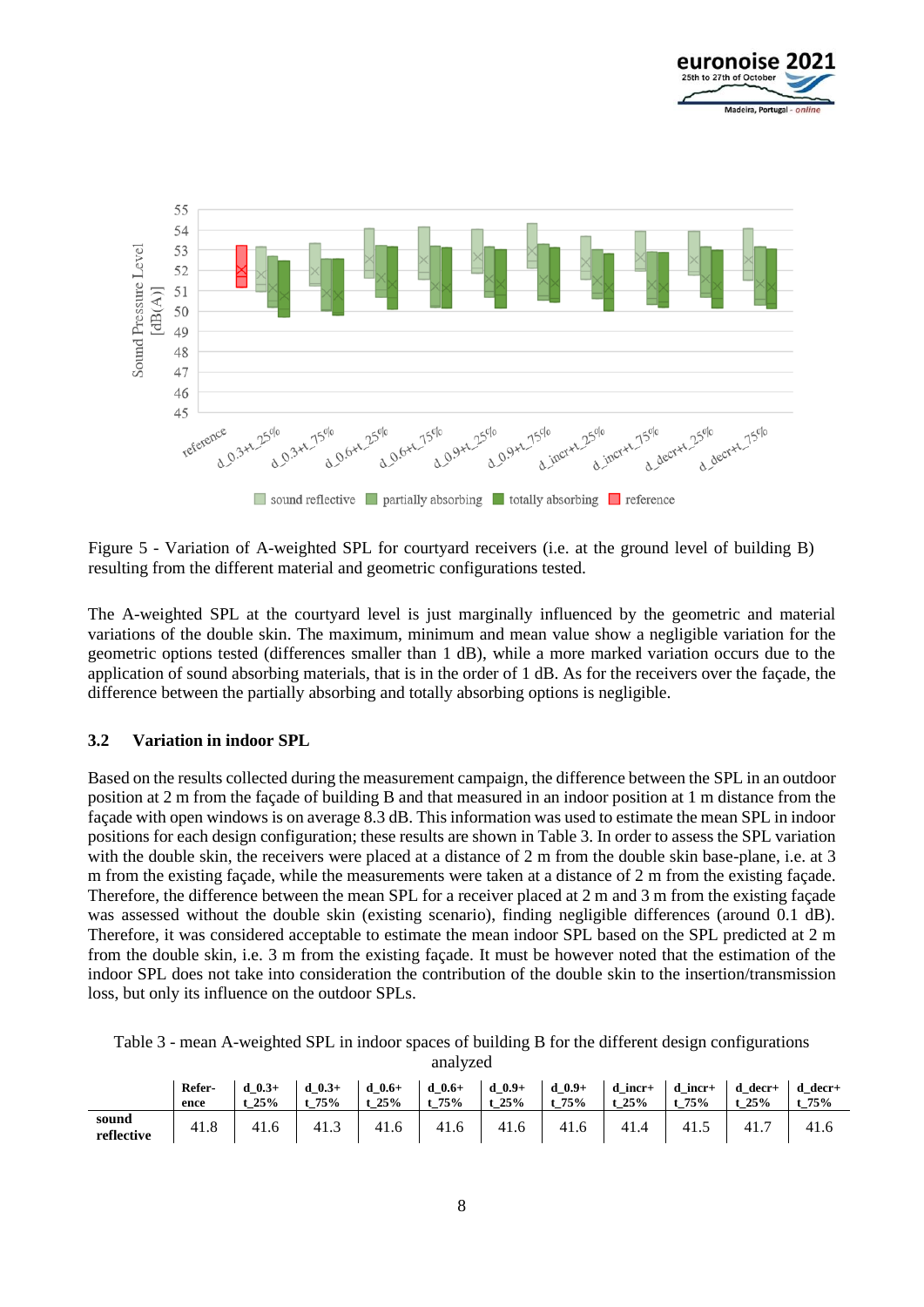Figure 5 - Variation of A-weighted SPL for courtyard receivers (i.e. at the ground level of building B) resulting from the different material and geometric configurations tested.

The A-weighted SPL at the courtyard level is just marginally influenced by the geometric and material variations of the double skin. The maximum, minimum and mean value show a negligible variation for the geometric options tested (differences smaller than 1 dB), while a more marked variation occurs due to the application of sound absorbing materials, that is in the order of 1 dB. As for the receivers over the façade, the difference between the partially absorbing and totally absorbing options is negligible.

### 3.2 Variation in indoor SPL

Based on the results collected during the measurement campaign, the difference between the SPL in an outdoor position at 2 m from the façade of building B and that measured in an indoor position at 1 m distance from the façade with open windows is on average 8.3 dB. This information was used to estimate the mean SPL in indoor positions for each design configuration; these results are shown in Table 3. In order to assess the SPL variation with the double skin, the receivers were placed at a distance of 2 m from the double skin base-plane, i.e. at 3 m from the existing façade, while the measurements were taken at a distance of 2 m from the existing façade. Therefore, the difference between the mean SPL for a receiver placed at 2 m and 3 m from the existing façade was assessed without the double skin (existing scenario), finding negligible differences (around 0.1 dB). Therefore, it was considered acceptable to estimate the mean indoor SPL based on the SPL predicted at 2 m from the double skin, i.e. 3 m from the existing façade. It must be however noted that the estimation of the indoor SPL does not take into consideration the contribution of the double skin to the insertion/transmission loss, but only its influence on the outdoor SPLs.

Table 3 - mean A-weighted SPL in indoor spaces of building B for the different design configurations analyzed

| | **Reference** | **d_0.3+ t_25%** | **d_0.3+ t_75%** | **d_0.6+ t_25%** | **d_0.6+ t_75%** | **d_0.9+ t_25%** | **d_0.9+ t_75%** | **d_incr+ t_25%** | **d_incr+ t_75%** | **d_decr+ t_25%** | **d_decr+ t_75%** |
|---|---|---|---|---|---|---|---|---|---|---|---|
| **sound reflective** | 41.8 | 41.6 | 41.3 | 41.6 | 41.6 | 41.6 | 41.6 | 41.4 | 41.5 | 41.7 | 41.6 |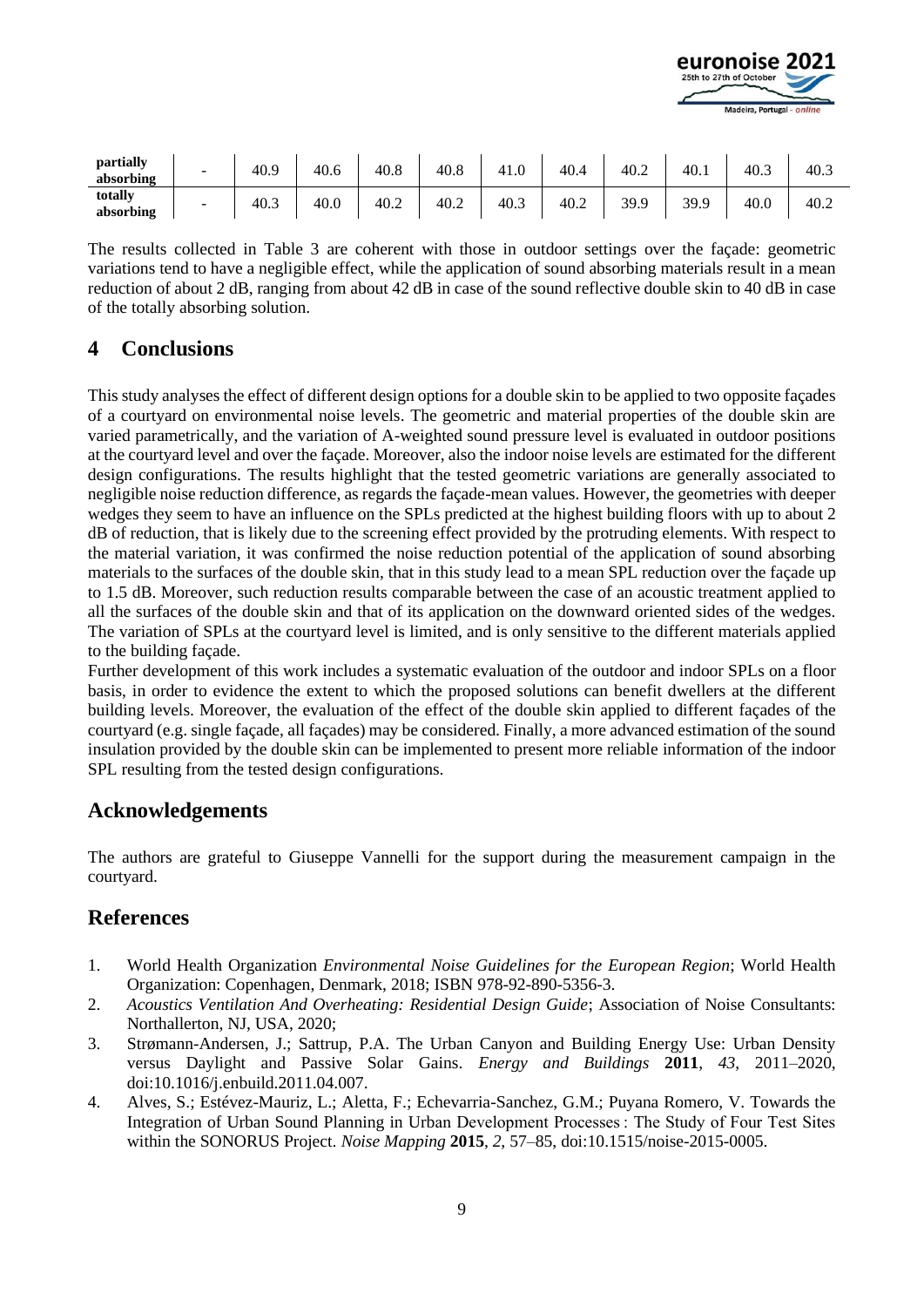| | | | | | | | | | | |
|---|---|---|---|---|---|---|---|---|---|---|
| **partially absorbing** | - | 40.9 | 40.6 | 40.8 | 40.8 | 41.0 | 40.4 | 40.2 | 40.1 | 40.3 | 40.3 |
| **totally absorbing** | - | 40.3 | 40.0 | 40.2 | 40.2 | 40.3 | 40.2 | 39.9 | 39.9 | 40.0 | 40.2 |

The results collected in Table 3 are coherent with those in outdoor settings over the façade: geometric variations tend to have a negligible effect, while the application of sound absorbing materials result in a mean reduction of about 2 dB, ranging from about 42 dB in case of the sound reflective double skin to 40 dB in case of the totally absorbing solution.

## 4 Conclusions

This study analyses the effect of different design options for a double skin to be applied to two opposite façades of a courtyard on environmental noise levels. The geometric and material properties of the double skin are varied parametrically, and the variation of A-weighted sound pressure level is evaluated in outdoor positions at the courtyard level and over the façade. Moreover, also the indoor noise levels are estimated for the different design configurations. The results highlight that the tested geometric variations are generally associated to negligible noise reduction difference, as regards the façade-mean values. However, the geometries with deeper wedges they seem to have an influence on the SPLs predicted at the highest building floors with up to about 2 dB of reduction, that is likely due to the screening effect provided by the protruding elements. With respect to the material variation, it was confirmed the noise reduction potential of the application of sound absorbing materials to the surfaces of the double skin, that in this study lead to a mean SPL reduction over the façade up to 1.5 dB. Moreover, such reduction results comparable between the case of an acoustic treatment applied to all the surfaces of the double skin and that of its application on the downward oriented sides of the wedges. The variation of SPLs at the courtyard level is limited, and is only sensitive to the different materials applied to the building façade.

Further development of this work includes a systematic evaluation of the outdoor and indoor SPLs on a floor basis, in order to evidence the extent to which the proposed solutions can benefit dwellers at the different building levels. Moreover, the evaluation of the effect of the double skin applied to different façades of the courtyard (e.g. single façade, all façades) may be considered. Finally, a more advanced estimation of the sound insulation provided by the double skin can be implemented to present more reliable information of the indoor SPL resulting from the tested design configurations.

## Acknowledgements

The authors are grateful to Giuseppe Vannelli for the support during the measurement campaign in the courtyard.

## References

1. World Health Organization *Environmental Noise Guidelines for the European Region*; World Health Organization: Copenhagen, Denmark, 2018; ISBN 978-92-890-5356-3.
2. *Acoustics Ventilation And Overheating: Residential Design Guide*; Association of Noise Consultants: Northallerton, NJ, USA, 2020;
3. Strømann-Andersen, J.; Sattrup, P.A. The Urban Canyon and Building Energy Use: Urban Density versus Daylight and Passive Solar Gains. *Energy and Buildings* **2011**, *43*, 2011–2020, doi:10.1016/j.enbuild.2011.04.007.
4. Alves, S.; Estévez-Mauriz, L.; Aletta, F.; Echevarria-Sanchez, G.M.; Puyana Romero, V. Towards the Integration of Urban Sound Planning in Urban Development Processes : The Study of Four Test Sites within the SONORUS Project. *Noise Mapping* **2015**, *2*, 57–85, doi:10.1515/noise-2015-0005.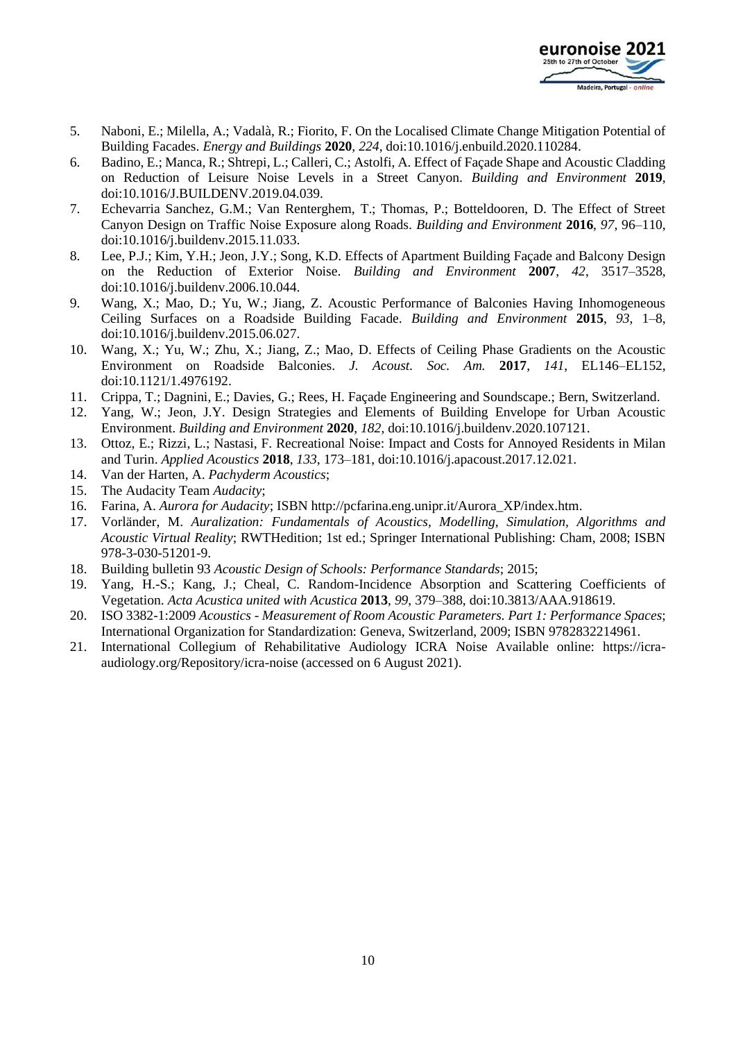5. Naboni, E.; Milella, A.; Vadalà, R.; Fiorito, F. On the Localised Climate Change Mitigation Potential of Building Facades. *Energy and Buildings* **2020**, *224*, doi:10.1016/j.enbuild.2020.110284.
6. Badino, E.; Manca, R.; Shtrepi, L.; Calleri, C.; Astolfi, A. Effect of Façade Shape and Acoustic Cladding on Reduction of Leisure Noise Levels in a Street Canyon. *Building and Environment* **2019**, doi:10.1016/J.BUILDENV.2019.04.039.
7. Echevarria Sanchez, G.M.; Van Renterghem, T.; Thomas, P.; Botteldooren, D. The Effect of Street Canyon Design on Traffic Noise Exposure along Roads. *Building and Environment* **2016**, *97*, 96–110, doi:10.1016/j.buildenv.2015.11.033.
8. Lee, P.J.; Kim, Y.H.; Jeon, J.Y.; Song, K.D. Effects of Apartment Building Façade and Balcony Design on the Reduction of Exterior Noise. *Building and Environment* **2007**, *42*, 3517–3528, doi:10.1016/j.buildenv.2006.10.044.
9. Wang, X.; Mao, D.; Yu, W.; Jiang, Z. Acoustic Performance of Balconies Having Inhomogeneous Ceiling Surfaces on a Roadside Building Facade. *Building and Environment* **2015**, *93*, 1–8, doi:10.1016/j.buildenv.2015.06.027.
10. Wang, X.; Yu, W.; Zhu, X.; Jiang, Z.; Mao, D. Effects of Ceiling Phase Gradients on the Acoustic Environment on Roadside Balconies. *J. Acoust. Soc. Am.* **2017**, *141*, EL146–EL152, doi:10.1121/1.4976192.
11. Crippa, T.; Dagnini, E.; Davies, G.; Rees, H. Façade Engineering and Soundscape.; Bern, Switzerland.
12. Yang, W.; Jeon, J.Y. Design Strategies and Elements of Building Envelope for Urban Acoustic Environment. *Building and Environment* **2020**, *182*, doi:10.1016/j.buildenv.2020.107121.
13. Ottoz, E.; Rizzi, L.; Nastasi, F. Recreational Noise: Impact and Costs for Annoyed Residents in Milan and Turin. *Applied Acoustics* **2018**, *133*, 173–181, doi:10.1016/j.apacoust.2017.12.021.
14. Van der Harten, A. *Pachyderm Acoustics*;
15. The Audacity Team *Audacity*;
16. Farina, A. *Aurora for Audacity*; ISBN http://pcfarina.eng.unipr.it/Aurora_XP/index.htm.
17. Vorländer, M. *Auralization: Fundamentals of Acoustics, Modelling, Simulation, Algorithms and Acoustic Virtual Reality*; RWTHedition; 1st ed.; Springer International Publishing: Cham, 2008; ISBN 978-3-030-51201-9.
18. Building bulletin 93 *Acoustic Design of Schools: Performance Standards*; 2015;
19. Yang, H.-S.; Kang, J.; Cheal, C. Random-Incidence Absorption and Scattering Coefficients of Vegetation. *Acta Acustica united with Acustica* **2013**, *99*, 379–388, doi:10.3813/AAA.918619.
20. ISO 3382-1:2009 *Acoustics - Measurement of Room Acoustic Parameters. Part 1: Performance Spaces*; International Organization for Standardization: Geneva, Switzerland, 2009; ISBN 9782832214961.
21. International Collegium of Rehabilitative Audiology ICRA Noise Available online: https://icra-audiology.org/Repository/icra-noise (accessed on 6 August 2021).